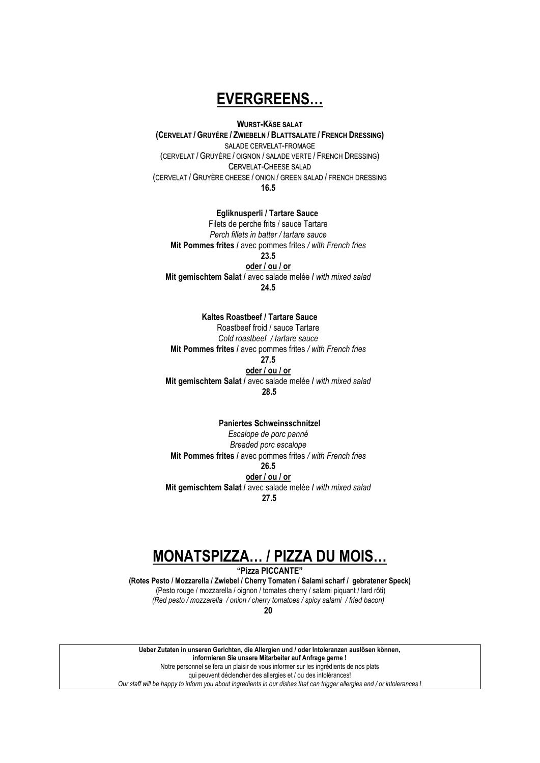# EVERGREENS…

**WURST-KÄSE SALAT**
**(CERVELAT / GRUYÉRE / ZWIEBELN / BLATTSALATE / FRENCH DRESSING)**
SALADE CERVELAT-FROMAGE
(CERVELAT / GRUYÈRE / OIGNON / SALADE VERTE / FRENCH DRESSING)
CERVELAT-CHEESE SALAD
(CERVELAT / GRUYÈRE CHEESE / ONION / GREEN SALAD / FRENCH DRESSING
**16.5**

**Egliknusperli / Tartare Sauce**
Filets de perche frits / sauce Tartare
*Perch fillets in batter / tartare sauce*
**Mit Pommes frites /** avec pommes frites */ with French fries*
**23.5**
**oder / ou / or**
**Mit gemischtem Salat /** avec salade melée */ with mixed salad*
**24.5**

**Kaltes Roastbeef / Tartare Sauce**
Roastbeef froid / sauce Tartare
*Cold roastbeef / tartare sauce*
**Mit Pommes frites /** avec pommes frites */ with French fries*
**27.5**
**oder / ou / or**
**Mit gemischtem Salat /** avec salade melée */ with mixed salad*
**28.5**

**Paniertes Schweinsschnitzel**
*Escalope de porc panné*
*Breaded porc escalope*
**Mit Pommes frites /** avec pommes frites */ with French fries*
**26.5**
**oder / ou / or**
**Mit gemischtem Salat /** avec salade melée */ with mixed salad*
**27.5**

# MONATSPIZZA… / PIZZA DU MOIS…

**"Pizza PICCANTE"**
**(Rotes Pesto / Mozzarella / Zwiebel / Cherry Tomaten / Salami scharf / gebratener Speck)**
(Pesto rouge / mozzarella / oignon / tomates cherry / salami piquant / lard rôti)
*(Red pesto / mozzarella / onion / cherry tomatoes / spicy salami / fried bacon)*
**20**

**Ueber Zutaten in unseren Gerichten, die Allergien und / oder Intoleranzen auslösen können, informieren Sie unsere Mitarbeiter auf Anfrage gerne !**
Notre personnel se fera un plaisir de vous informer sur les ingrédients de nos plats qui peuvent déclencher des allergies et / ou des intolérances!
*Our staff will be happy to inform you about ingredients in our dishes that can trigger allergies and / or intolerances* !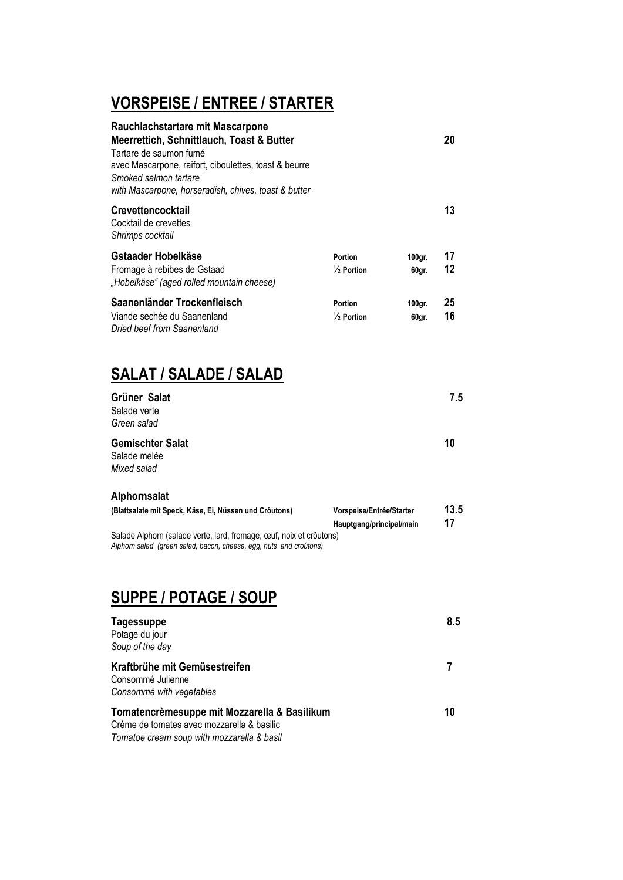## VORSPEISE / ENTREE / STARTER

**Rauchlachstartare mit Mascarpone**
**Meerrettich, Schnittlauch, Toast & Butter** **20**
Tartare de saumon fumé
avec Mascarpone, raifort, ciboulettes, toast & beurre
*Smoked salmon tartare*
*with Mascarpone, horseradish, chives, toast & butter*

**Crevettencocktail** **13**
Cocktail de crevettes
*Shrimps cocktail*

**Gstaader Hobelkäse**
Fromage à rebibes de Gstaad
*„Hobelkäse" (aged rolled mountain cheese)*

| | | |
|---|---|---|
| **Portion** | **100gr.** | **17** |
| **½ Portion** | **60gr.** | **12** |

**Saanenländer Trockenfleisch**
Viande sechée du Saanenland
*Dried beef from Saanenland*

| | | |
|---|---|---|
| **Portion** | **100gr.** | **25** |
| **½ Portion** | **60gr.** | **16** |

## SALAT / SALADE / SALAD

**Grüner Salat** **7.5**
Salade verte
*Green salad*

**Gemischter Salat** **10**
Salade melée
*Mixed salad*

**Alphornsalat**
**(Blattsalate mit Speck, Käse, Ei, Nüssen und Crôutons)**

| | |
|---|---|
| **Vorspeise/Entrée/Starter** | **13.5** |
| **Hauptgang/principal/main** | **17** |

Salade Alphorn (salade verte, lard, fromage, œuf, noix et crôutons)
*Alphorn salad (green salad, bacon, cheese, egg, nuts and croûtons)*

## SUPPE / POTAGE / SOUP

**Tagessuppe** **8.5**
Potage du jour
*Soup of the day*

**Kraftbrühe mit Gemüsestreifen** **7**
Consommé Julienne
*Consommé with vegetables*

**Tomatencrèmesuppe mit Mozzarella & Basilikum** **10**
Crème de tomates avec mozzarella & basilic
*Tomatoe cream soup with mozzarella & basil*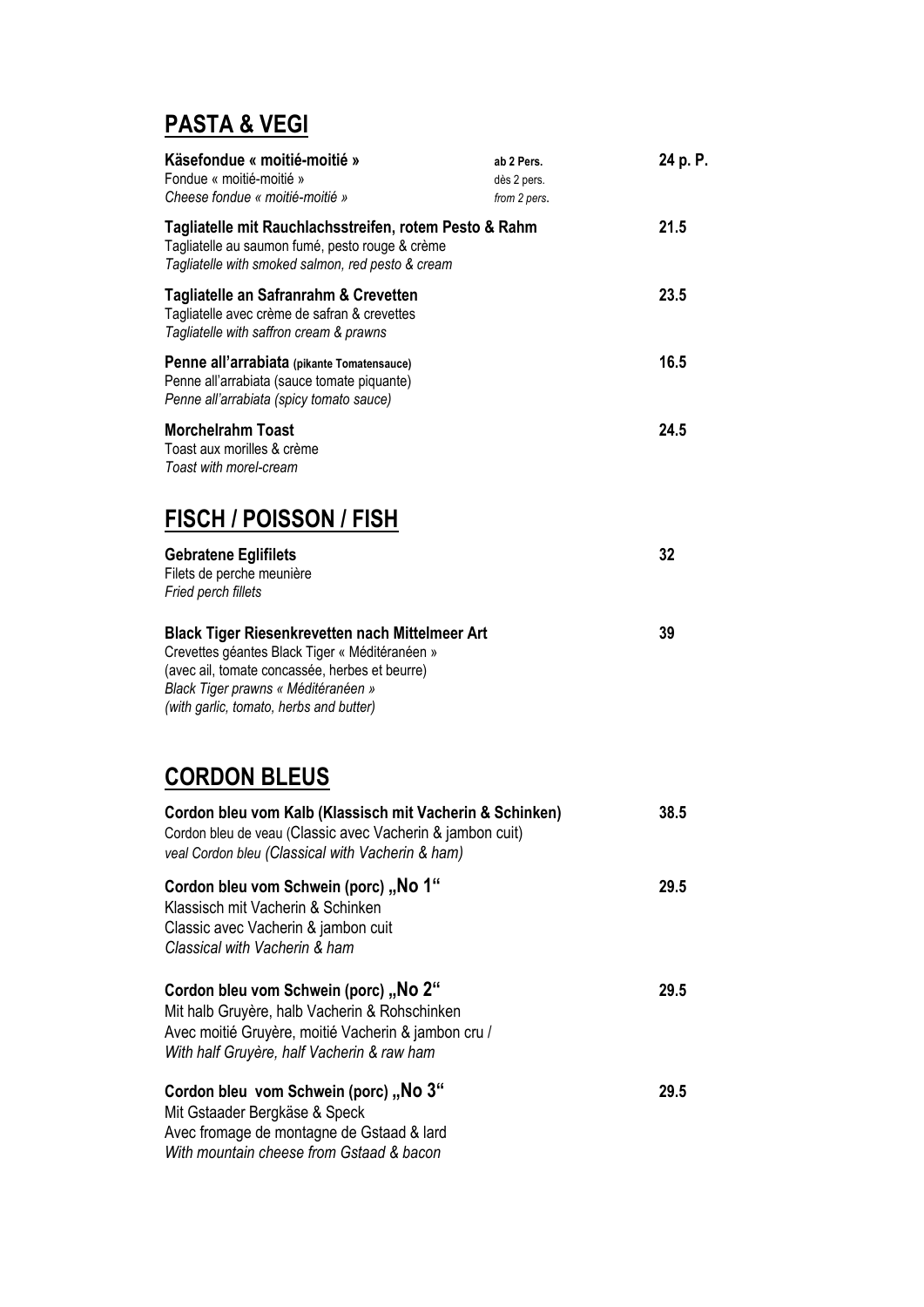## PASTA & VEGI

**Käsefondue « moitié-moitié »** — ab 2 Pers. — **24 p. P.**
Fondue « moitié-moitié » — dès 2 pers.
*Cheese fondue « moitié-moitié »* — *from 2 pers.*

**Tagliatelle mit Rauchlachsstreifen, rotem Pesto & Rahm** — **21.5**
Tagliatelle au saumon fumé, pesto rouge & crème
*Tagliatelle with smoked salmon, red pesto & cream*

**Tagliatelle an Safranrahm & Crevetten** — **23.5**
Tagliatelle avec crème de safran & crevettes
*Tagliatelle with saffron cream & prawns*

**Penne all'arrabiata (pikante Tomatensauce)** — **16.5**
Penne all'arrabiata (sauce tomate piquante)
*Penne all'arrabiata (spicy tomato sauce)*

**Morchelrahm Toast** — **24.5**
Toast aux morilles & crème
*Toast with morel-cream*

## FISCH / POISSON / FISH

**Gebratene Eglifilets** — **32**
Filets de perche meunière
*Fried perch fillets*

**Black Tiger Riesenkrevetten nach Mittelmeer Art** — **39**
Crevettes géantes Black Tiger « Méditéranéen »
(avec ail, tomate concassée, herbes et beurre)
*Black Tiger prawns « Méditéranéen »*
*(with garlic, tomato, herbs and butter)*

## CORDON BLEUS

**Cordon bleu vom Kalb (Klassisch mit Vacherin & Schinken)** — **38.5**
Cordon bleu de veau (Classic avec Vacherin & jambon cuit)
*veal Cordon bleu (Classical with Vacherin & ham)*

**Cordon bleu vom Schwein (porc) „No 1"** — **29.5**
Klassisch mit Vacherin & Schinken
Classic avec Vacherin & jambon cuit
*Classical with Vacherin & ham*

**Cordon bleu vom Schwein (porc) „No 2"** — **29.5**
Mit halb Gruyère, halb Vacherin & Rohschinken
Avec moitié Gruyère, moitié Vacherin & jambon cru /
*With half Gruyère, half Vacherin & raw ham*

**Cordon bleu vom Schwein (porc) „No 3"** — **29.5**
Mit Gstaader Bergkäse & Speck
Avec fromage de montagne de Gstaad & lard
*With mountain cheese from Gstaad & bacon*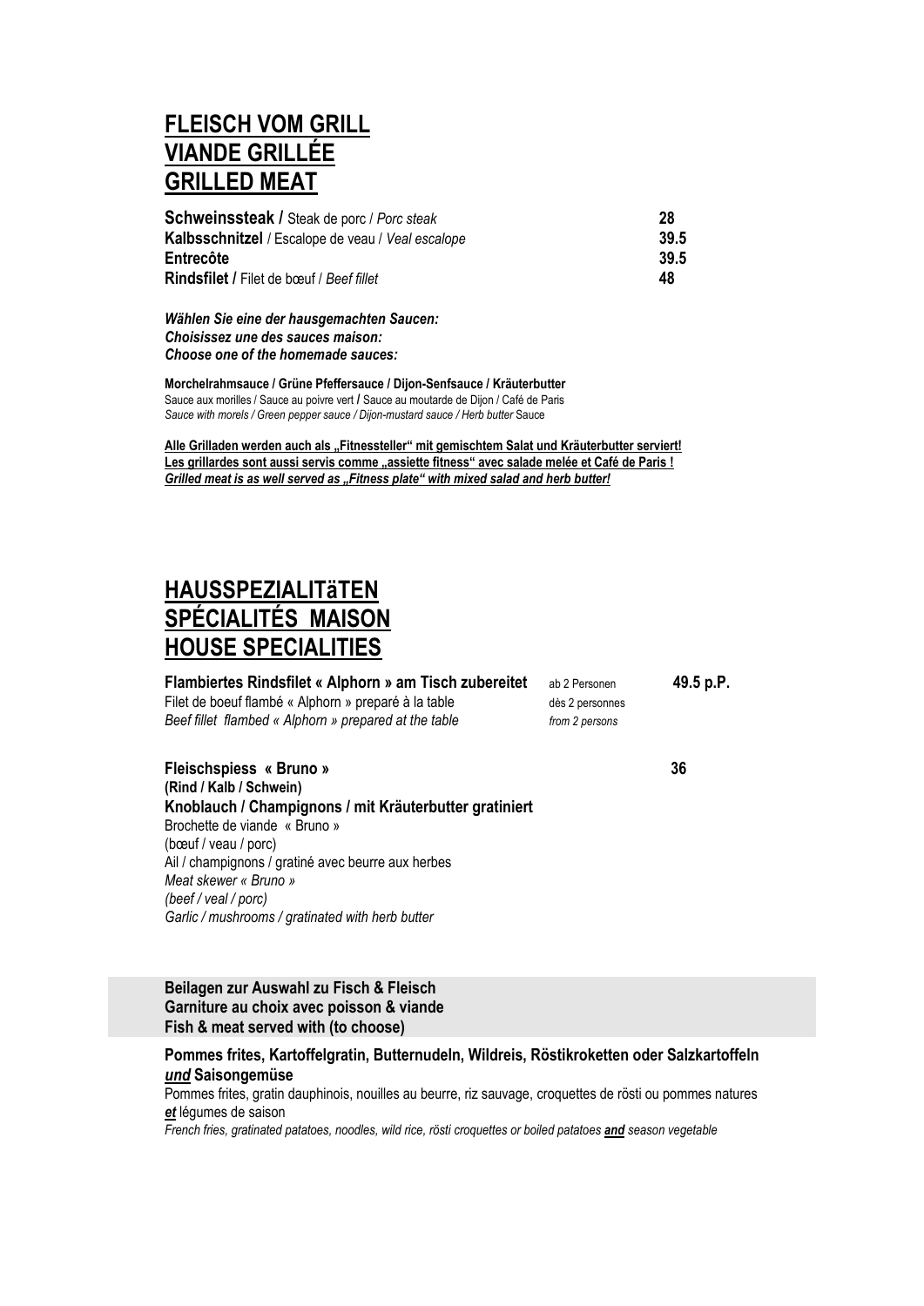# FLEISCH VOM GRILL
# VIANDE GRILLÉE
# GRILLED MEAT

| | |
|---|---|
| **Schweinssteak /** Steak de porc / *Porc steak* | **28** |
| **Kalbsschnitzel** / Escalope de veau / *Veal escalope* | **39.5** |
| **Entrecôte** | **39.5** |
| **Rindsfilet /** Filet de bœuf / *Beef fillet* | **48** |

***Wählen Sie eine der hausgemachten Saucen:***
***Choisissez une des sauces maison:***
***Choose one of the homemade sauces:***

**Morchelrahmsauce / Grüne Pfeffersauce / Dijon-Senfsauce / Kräuterbutter**
Sauce aux morilles / Sauce au poivre vert **/** Sauce au moutarde de Dijon / Café de Paris
*Sauce with morels / Green pepper sauce / Dijon-mustard sauce / Herb butter* Sauce

**Alle Grilladen werden auch als „Fitnessteller" mit gemischtem Salat und Kräuterbutter serviert!**
**Les grillardes sont aussi servis comme „assiette fitness" avec salade melée et Café de Paris !**
***Grilled meat is as well served as „Fitness plate" with mixed salad and herb butter!***

# HAUSSPEZIALITäTEN
# SPÉCIALITÉS MAISON
# HOUSE SPECIALITIES

| | | |
|---|---|---|
| **Flambiertes Rindsfilet « Alphorn » am Tisch zubereitet**<br>Filet de boeuf flambé « Alphorn » preparé à la table<br>*Beef fillet flambed « Alphorn » prepared at the table* | ab 2 Personen<br>dès 2 personnes<br>*from 2 persons* | **49.5 p.P.** |

**Fleischspiess « Bruno »** **36**
**(Rind / Kalb / Schwein)**
**Knoblauch / Champignons / mit Kräuterbutter gratiniert**
Brochette de viande « Bruno »
(bœuf / veau / porc)
Ail / champignons / gratiné avec beurre aux herbes
*Meat skewer « Bruno »*
*(beef / veal / porc)*
*Garlic / mushrooms / gratinated with herb butter*

**Beilagen zur Auswahl zu Fisch & Fleisch**
**Garniture au choix avec poisson & viande**
**Fish & meat served with (to choose)**

**Pommes frites, Kartoffelgratin, Butternudeln, Wildreis, Röstikroketten oder Salzkartoffeln *und* Saisongemüse**
Pommes frites, gratin dauphinois, nouilles au beurre, riz sauvage, croquettes de rösti ou pommes natures ***et*** légumes de saison
*French fries, gratinated patatoes, noodles, wild rice, rösti croquettes or boiled patatoes **and** season vegetable*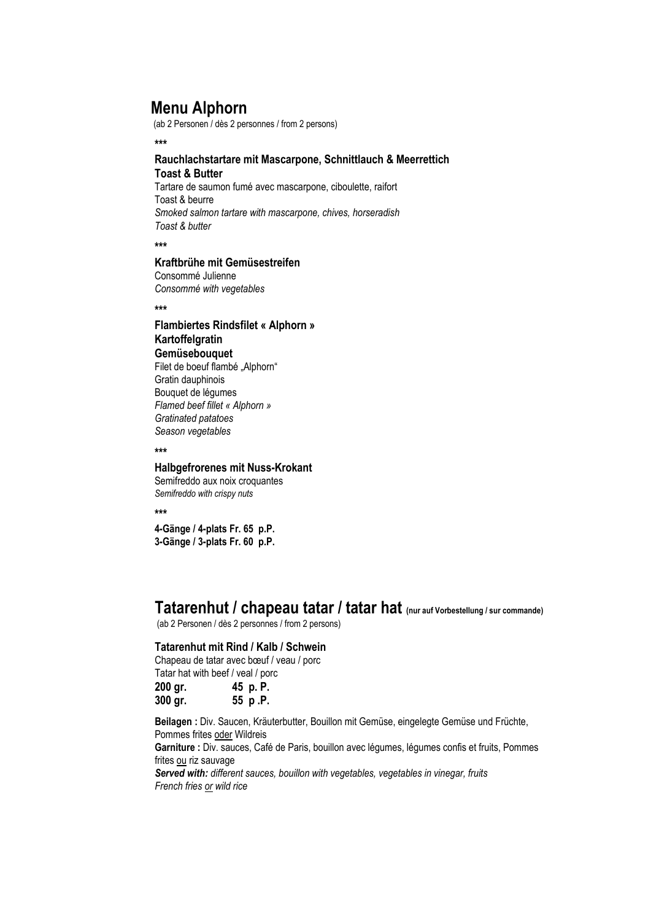## Menu Alphorn

(ab 2 Personen / dès 2 personnes / from 2 persons)

\*\*\*

**Rauchlachstartare mit Mascarpone, Schnittlauch & Meerrettich**
**Toast & Butter**
Tartare de saumon fumé avec mascarpone, ciboulette, raifort
Toast & beurre
*Smoked salmon tartare with mascarpone, chives, horseradish*
*Toast & butter*

\*\*\*

**Kraftbrühe mit Gemüsestreifen**
Consommé Julienne
*Consommé with vegetables*

\*\*\*

**Flambiertes Rindsfilet « Alphorn »**
**Kartoffelgratin**
**Gemüsebouquet**
Filet de boeuf flambé „Alphorn"
Gratin dauphinois
Bouquet de légumes
*Flamed beef fillet « Alphorn »*
*Gratinated patatoes*
*Season vegetables*

\*\*\*

**Halbgefrorenes mit Nuss-Krokant**
Semifreddo aux noix croquantes
*Semifreddo with crispy nuts*

\*\*\*

**4-Gänge / 4-plats Fr. 65 p.P.**
**3-Gänge / 3-plats Fr. 60 p.P.**

## Tatarenhut / chapeau tatar / tatar hat (nur auf Vorbestellung / sur commande)

(ab 2 Personen / dès 2 personnes / from 2 persons)

**Tatarenhut mit Rind / Kalb / Schwein**
Chapeau de tatar avec bœuf / veau / porc
Tatar hat with beef / veal / porc

| | |
|---|---|
| **200 gr.** | **45 p. P.** |
| **300 gr.** | **55 p .P.** |

**Beilagen :** Div. Saucen, Kräuterbutter, Bouillon mit Gemüse, eingelegte Gemüse und Früchte, Pommes frites oder Wildreis
**Garniture :** Div. sauces, Café de Paris, bouillon avec légumes, légumes confis et fruits, Pommes frites ou riz sauvage
***Served with:*** *different sauces, bouillon with vegetables, vegetables in vinegar, fruits*
*French fries or wild rice*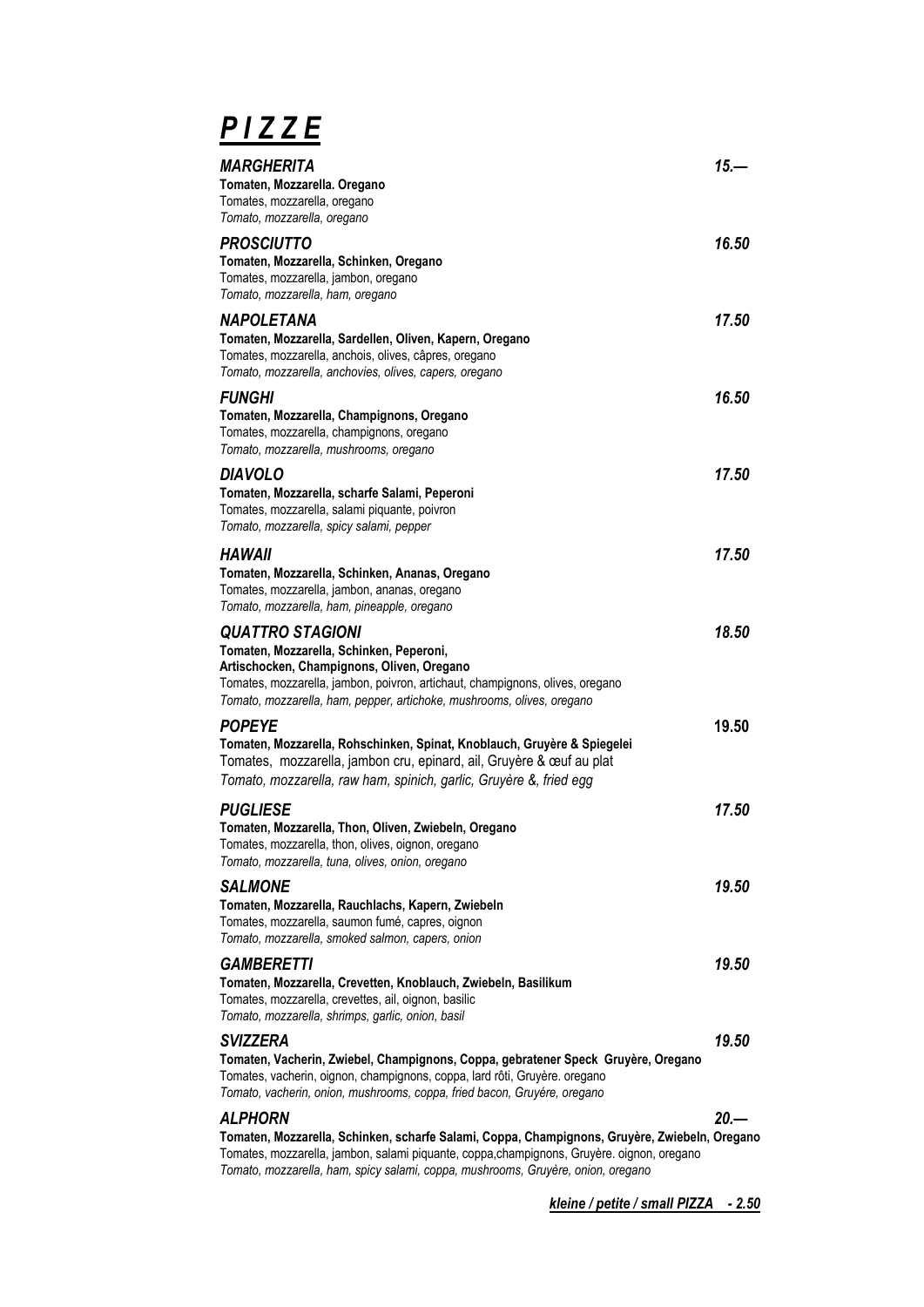// ***PIZZE***

***MARGHERITA*** ***15.—***
**Tomaten, Mozzarella. Oregano**
Tomates, mozzarella, oregano
*Tomato, mozzarella, oregano*

***PROSCIUTTO*** ***16.50***
**Tomaten, Mozzarella, Schinken, Oregano**
Tomates, mozzarella, jambon, oregano
*Tomato, mozzarella, ham, oregano*

***NAPOLETANA*** ***17.50***
**Tomaten, Mozzarella, Sardellen, Oliven, Kapern, Oregano**
Tomates, mozzarella, anchois, olives, câpres, oregano
*Tomato, mozzarella, anchovies, olives, capers, oregano*

***FUNGHI*** ***16.50***
**Tomaten, Mozzarella, Champignons, Oregano**
Tomates, mozzarella, champignons, oregano
*Tomato, mozzarella, mushrooms, oregano*

***DIAVOLO*** ***17.50***
**Tomaten, Mozzarella, scharfe Salami, Peperoni**
Tomates, mozzarella, salami piquante, poivron
*Tomato, mozzarella, spicy salami, pepper*

***HAWAII*** ***17.50***
**Tomaten, Mozzarella, Schinken, Ananas, Oregano**
Tomates, mozzarella, jambon, ananas, oregano
*Tomato, mozzarella, ham, pineapple, oregano*

***QUATTRO STAGIONI*** ***18.50***
**Tomaten, Mozzarella, Schinken, Peperoni,**
**Artischocken, Champignons, Oliven, Oregano**
Tomates, mozzarella, jambon, poivron, artichaut, champignons, olives, oregano
*Tomato, mozzarella, ham, pepper, artichoke, mushrooms, olives, oregano*

***POPEYE*** **19.50**
**Tomaten, Mozzarella, Rohschinken, Spinat, Knoblauch, Gruyère & Spiegelei**
Tomates, mozzarella, jambon cru, epinard, ail, Gruyère & œuf au plat
*Tomato, mozzarella, raw ham, spinich, garlic, Gruyère &, fried egg*

***PUGLIESE*** ***17.50***
**Tomaten, Mozzarella, Thon, Oliven, Zwiebeln, Oregano**
Tomates, mozzarella, thon, olives, oignon, oregano
*Tomato, mozzarella, tuna, olives, onion, oregano*

***SALMONE*** ***19.50***
**Tomaten, Mozzarella, Rauchlachs, Kapern, Zwiebeln**
Tomates, mozzarella, saumon fumé, capres, oignon
*Tomato, mozzarella, smoked salmon, capers, onion*

***GAMBERETTI*** ***19.50***
**Tomaten, Mozzarella, Crevetten, Knoblauch, Zwiebeln, Basilikum**
Tomates, mozzarella, crevettes, ail, oignon, basilic
*Tomato, mozzarella, shrimps, garlic, onion, basil*

***SVIZZERA*** ***19.50***
**Tomaten, Vacherin, Zwiebel, Champignons, Coppa, gebratener Speck Gruyère, Oregano**
Tomates, vacherin, oignon, champignons, coppa, lard rôti, Gruyère. oregano
*Tomato, vacherin, onion, mushrooms, coppa, fried bacon, Gruyére, oregano*

***ALPHORN*** ***20.—***
**Tomaten, Mozzarella, Schinken, scharfe Salami, Coppa, Champignons, Gruyère, Zwiebeln, Oregano**
Tomates, mozzarella, jambon, salami piquante, coppa,champignons, Gruyère. oignon, oregano
*Tomato, mozzarella, ham, spicy salami, coppa, mushrooms, Gruyère, onion, oregano*

***kleine / petite / small PIZZA - 2.50***